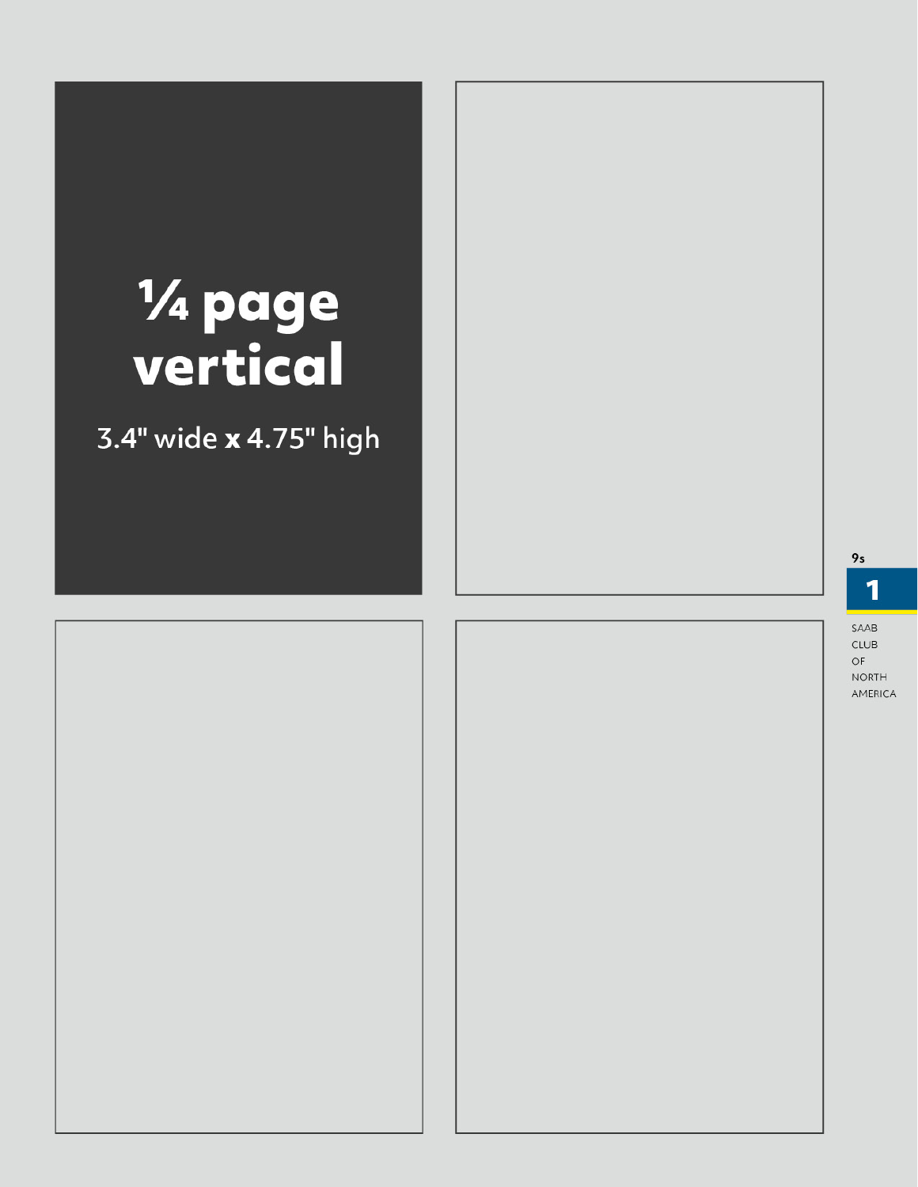# ¼ page vertical

3.4" wide **x** 4.75" high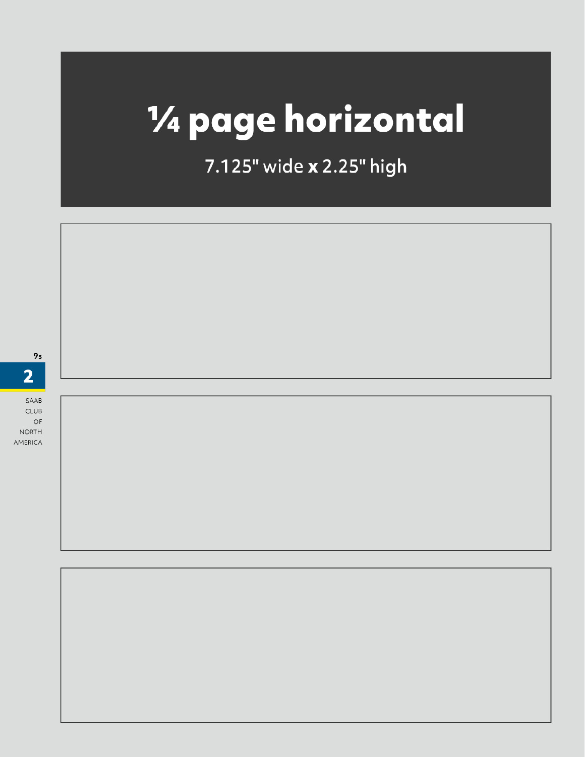# ¼ page horizontal

7.125" wide **x** 2.25" high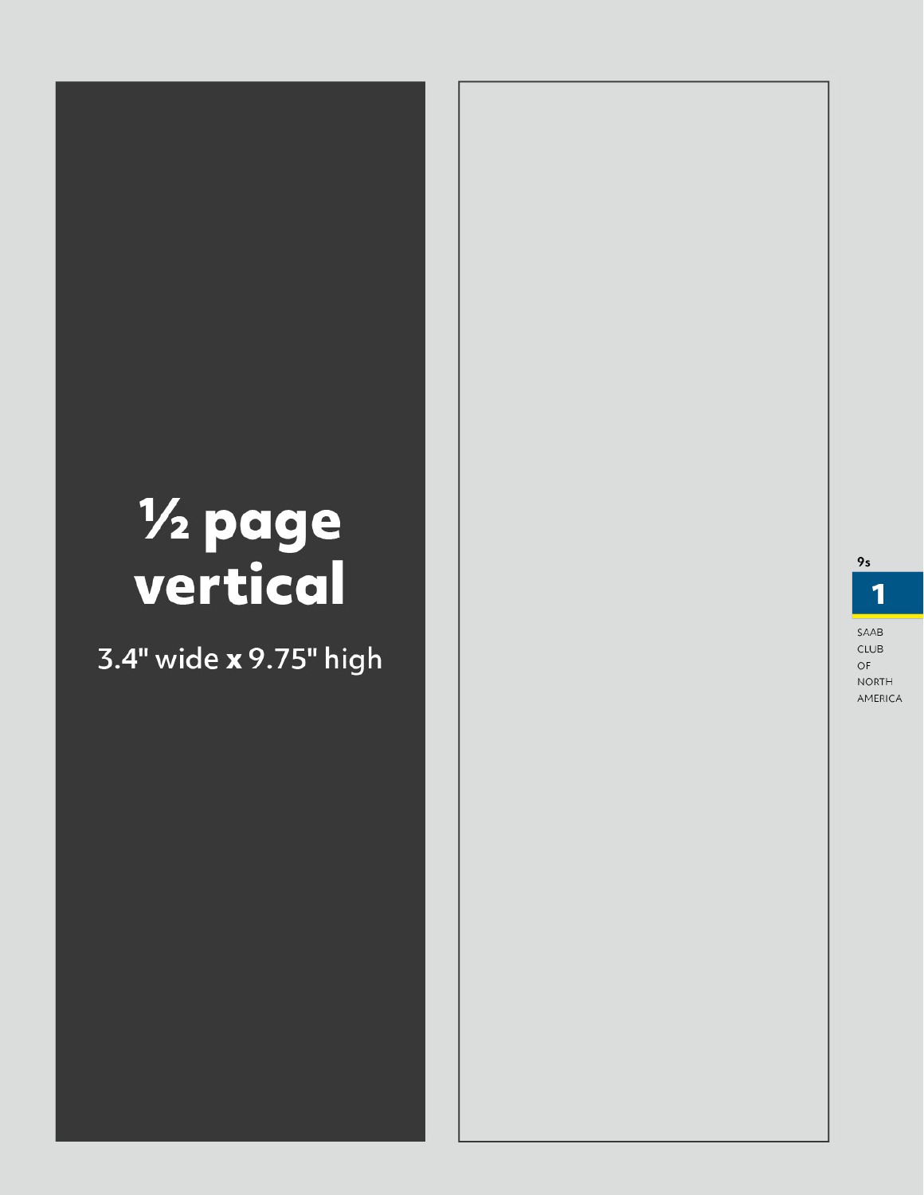# ½ page vertical

3.4" wide **x** 9.75" high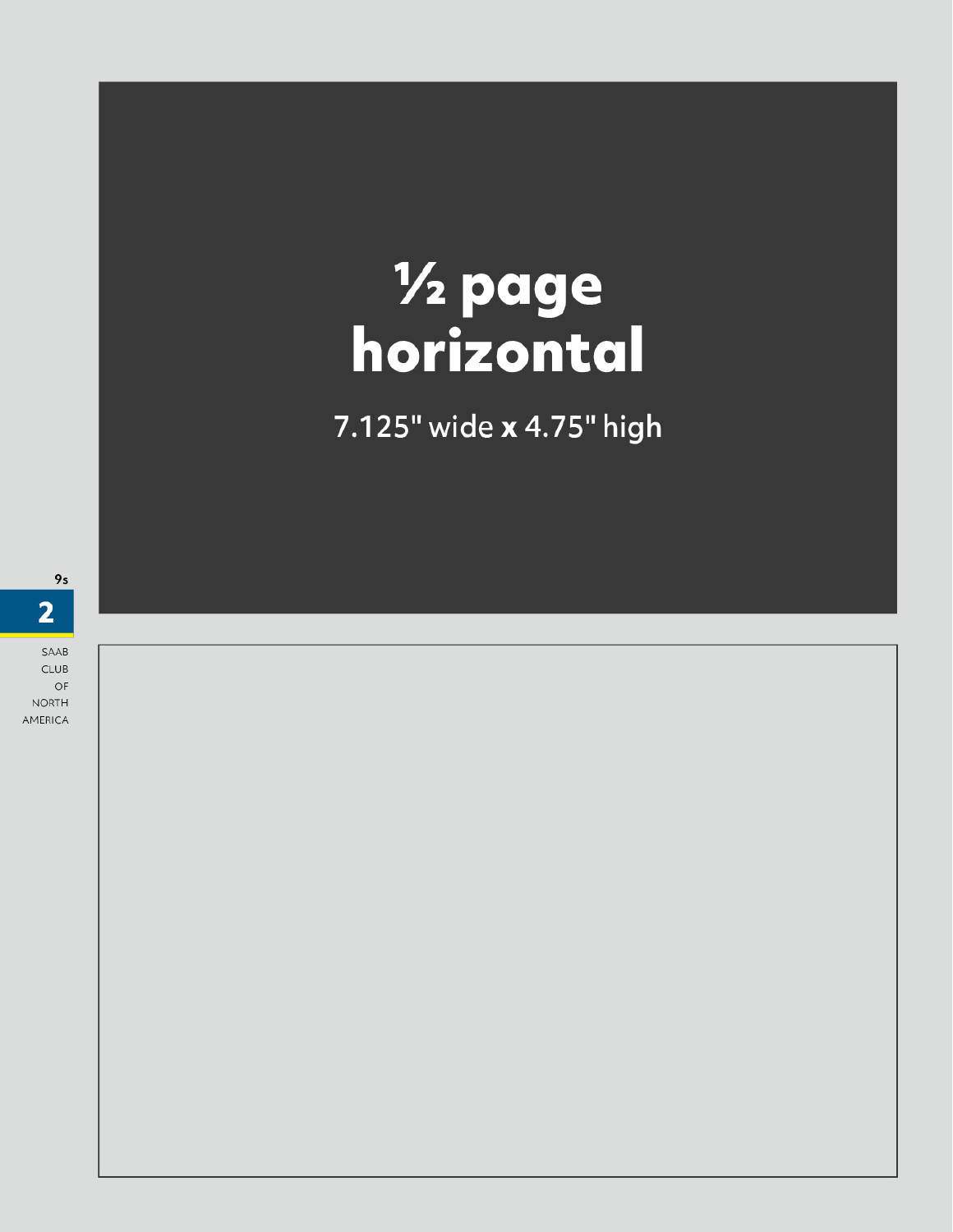# ½ page horizontal

7.125" wide **x** 4.75" high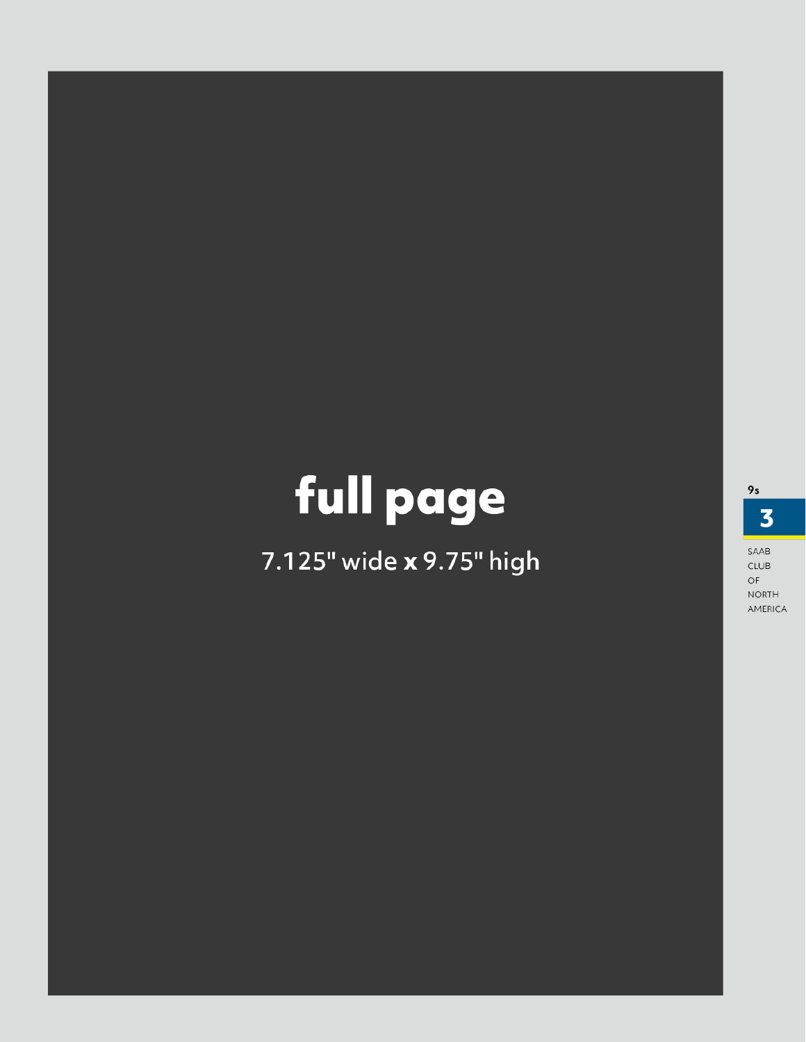# full page

7.125" wide **x** 9.75" high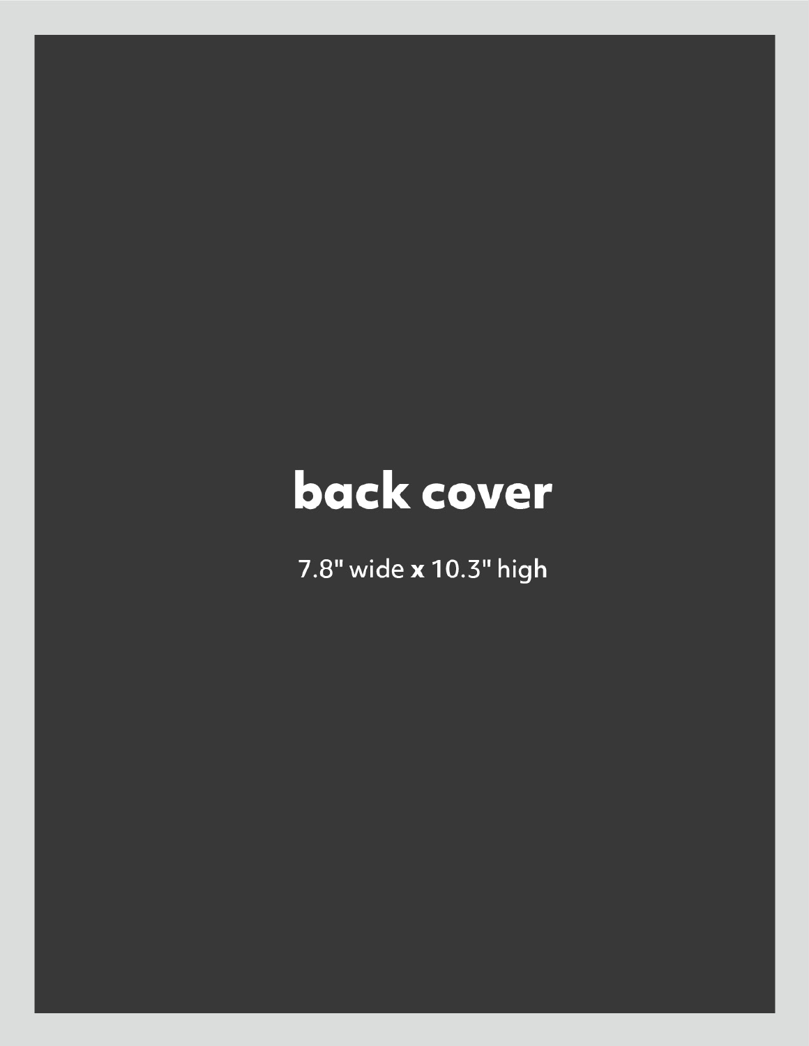# back cover

7.8" wide **x** 10.3" high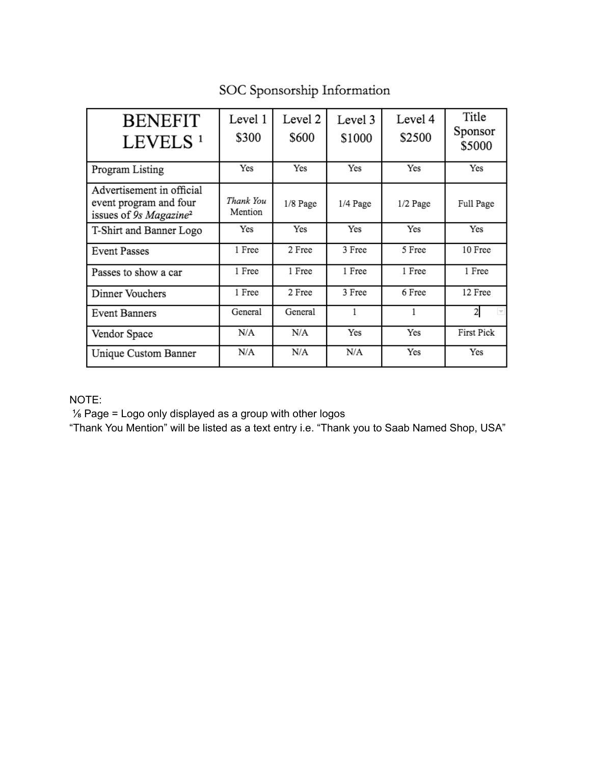# SOC Sponsorship Information

| BENEFIT LEVELS [1] | Level 1 $300 | Level 2 $600 | Level 3 $1000 | Level 4 $2500 | Title Sponsor $5000 |
|---|---|---|---|---|---|
| Program Listing | Yes | Yes | Yes | Yes | Yes |
| Advertisement in official event program and four issues of *9s Magazine*[2] | *Thank You* Mention | 1/8 Page | 1/4 Page | 1/2 Page | Full Page |
| T-Shirt and Banner Logo | Yes | Yes | Yes | Yes | Yes |
| Event Passes | 1 Free | 2 Free | 3 Free | 5 Free | 10 Free |
| Passes to show a car | 1 Free | 1 Free | 1 Free | 1 Free | 1 Free |
| Dinner Vouchers | 1 Free | 2 Free | 3 Free | 6 Free | 12 Free |
| Event Banners | General | General | 1 | 1 | 2 |
| Vendor Space | N/A | N/A | Yes | Yes | First Pick |
| Unique Custom Banner | N/A | N/A | N/A | Yes | Yes |

NOTE:

⅛ Page = Logo only displayed as a group with other logos

"Thank You Mention" will be listed as a text entry i.e. "Thank you to Saab Named Shop, USA"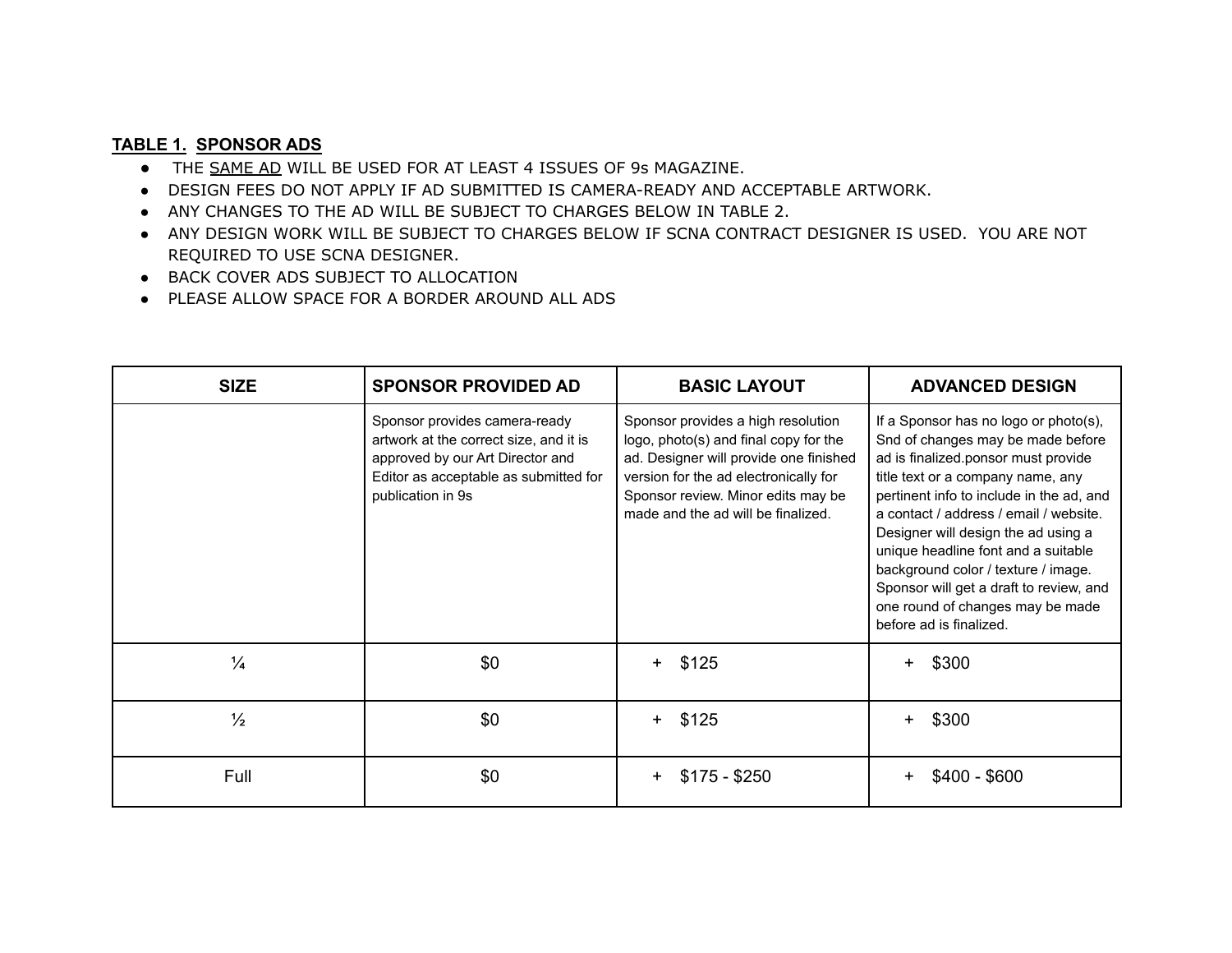**TABLE 1. SPONSOR ADS**

- THE <u>SAME AD</u> WILL BE USED FOR AT LEAST 4 ISSUES OF 9s MAGAZINE.
- DESIGN FEES DO NOT APPLY IF AD SUBMITTED IS CAMERA-READY AND ACCEPTABLE ARTWORK.
- ANY CHANGES TO THE AD WILL BE SUBJECT TO CHARGES BELOW IN TABLE 2.
- ANY DESIGN WORK WILL BE SUBJECT TO CHARGES BELOW IF SCNA CONTRACT DESIGNER IS USED. YOU ARE NOT REQUIRED TO USE SCNA DESIGNER.
- BACK COVER ADS SUBJECT TO ALLOCATION
- PLEASE ALLOW SPACE FOR A BORDER AROUND ALL ADS

| SIZE | SPONSOR PROVIDED AD | BASIC LAYOUT | ADVANCED DESIGN |
|---|---|---|---|
| | Sponsor provides camera-ready artwork at the correct size, and it is approved by our Art Director and Editor as acceptable as submitted for publication in 9s | Sponsor provides a high resolution logo, photo(s) and final copy for the ad. Designer will provide one finished version for the ad electronically for Sponsor review. Minor edits may be made and the ad will be finalized. | If a Sponsor has no logo or photo(s), Snd of changes may be made before ad is finalized.ponsor must provide title text or a company name, any pertinent info to include in the ad, and a contact / address / email / website. Designer will design the ad using a unique headline font and a suitable background color / texture / image. Sponsor will get a draft to review, and one round of changes may be made before ad is finalized. |
| ¼ | $0 | + $125 | + $300 |
| ½ | $0 | + $125 | + $300 |
| Full | $0 | + $175 - $250 | + $400 - $600 |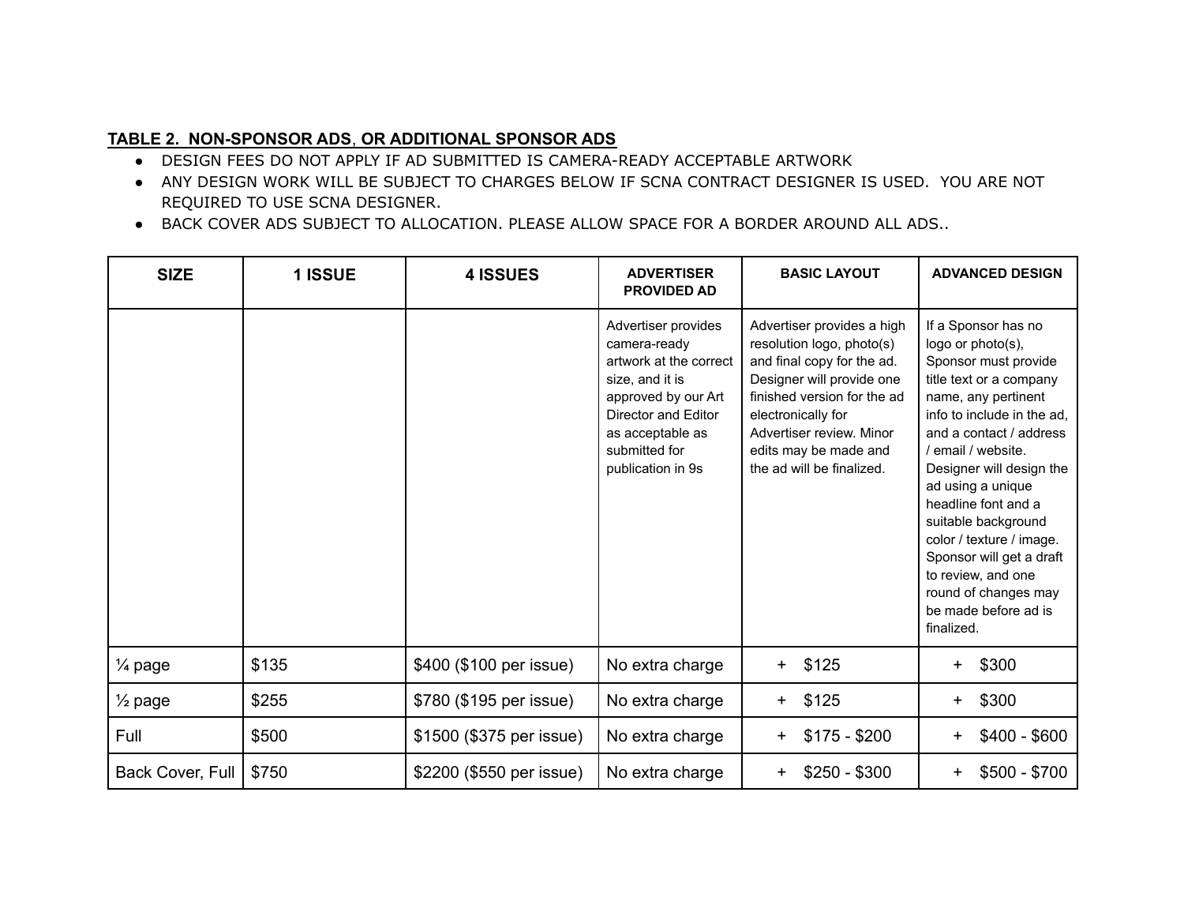**TABLE 2. NON-SPONSOR ADS, OR ADDITIONAL SPONSOR ADS**

- DESIGN FEES DO NOT APPLY IF AD SUBMITTED IS CAMERA-READY ACCEPTABLE ARTWORK
- ANY DESIGN WORK WILL BE SUBJECT TO CHARGES BELOW IF SCNA CONTRACT DESIGNER IS USED. YOU ARE NOT REQUIRED TO USE SCNA DESIGNER.
- BACK COVER ADS SUBJECT TO ALLOCATION. PLEASE ALLOW SPACE FOR A BORDER AROUND ALL ADS..

| SIZE | 1 ISSUE | 4 ISSUES | ADVERTISER PROVIDED AD | BASIC LAYOUT | ADVANCED DESIGN |
|---|---|---|---|---|---|
| | | | Advertiser provides camera-ready artwork at the correct size, and it is approved by our Art Director and Editor as acceptable as submitted for publication in 9s | Advertiser provides a high resolution logo, photo(s) and final copy for the ad. Designer will provide one finished version for the ad electronically for Advertiser review. Minor edits may be made and the ad will be finalized. | If a Sponsor has no logo or photo(s), Sponsor must provide title text or a company name, any pertinent info to include in the ad, and a contact / address / email / website. Designer will design the ad using a unique headline font and a suitable background color / texture / image. Sponsor will get a draft to review, and one round of changes may be made before ad is finalized. |
| ¼ page | $135 | $400 ($100 per issue) | No extra charge | + $125 | + $300 |
| ½ page | $255 | $780 ($195 per issue) | No extra charge | + $125 | + $300 |
| Full | $500 | $1500 ($375 per issue) | No extra charge | + $175 - $200 | + $400 - $600 |
| Back Cover, Full | $750 | $2200 ($550 per issue) | No extra charge | + $250 - $300 | + $500 - $700 |